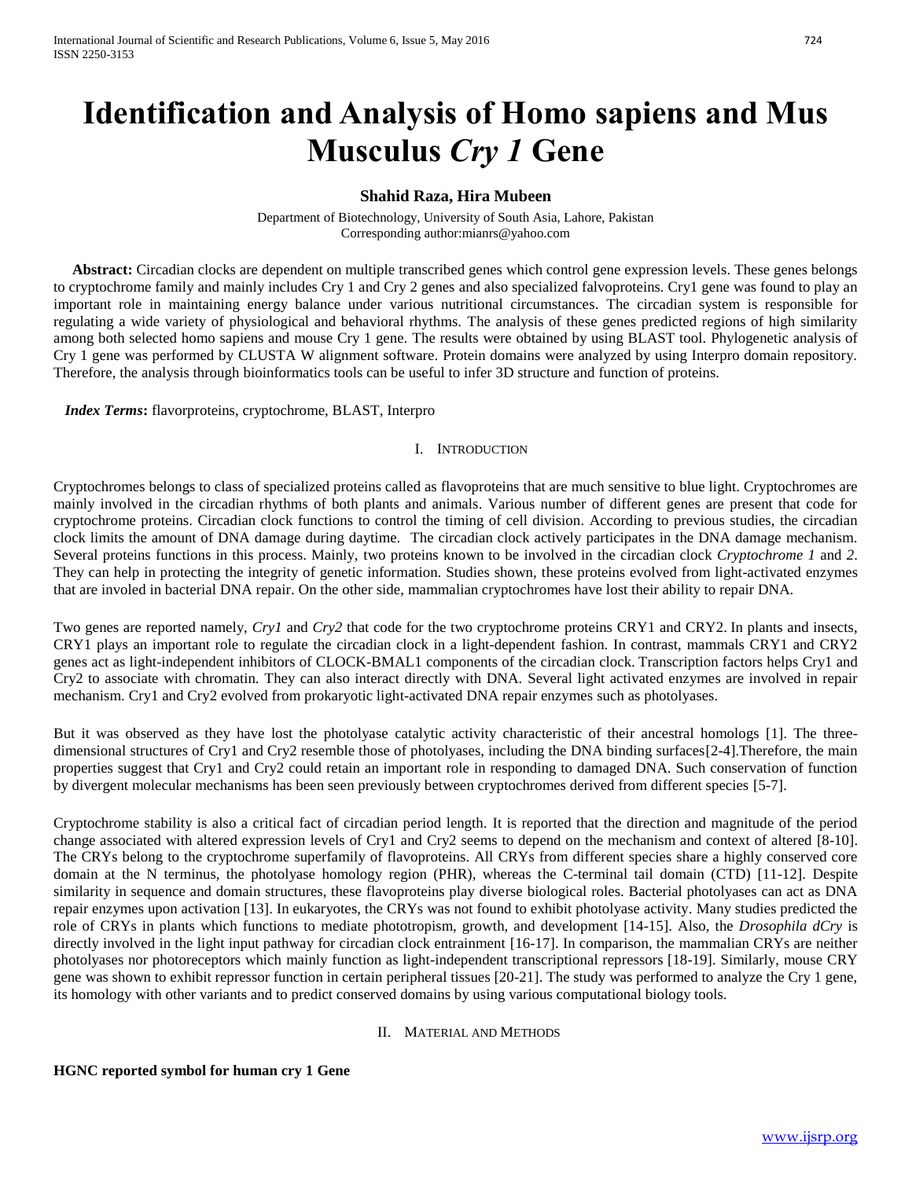# Identification and Analysis of Homo sapiens and Mus Musculus *Cry 1* Gene

**Shahid Raza, Hira Mubeen**

Department of Biotechnology, University of South Asia, Lahore, Pakistan
Corresponding author:mianrs@yahoo.com

**Abstract:** Circadian clocks are dependent on multiple transcribed genes which control gene expression levels. These genes belongs to cryptochrome family and mainly includes Cry 1 and Cry 2 genes and also specialized falvoproteins. Cry1 gene was found to play an important role in maintaining energy balance under various nutritional circumstances. The circadian system is responsible for regulating a wide variety of physiological and behavioral rhythms. The analysis of these genes predicted regions of high similarity among both selected homo sapiens and mouse Cry 1 gene. The results were obtained by using BLAST tool. Phylogenetic analysis of Cry 1 gene was performed by CLUSTA W alignment software. Protein domains were analyzed by using Interpro domain repository. Therefore, the analysis through bioinformatics tools can be useful to infer 3D structure and function of proteins.

***Index Terms*:** flavorproteins, cryptochrome, BLAST, Interpro

## I. Introduction

Cryptochromes belongs to class of specialized proteins called as flavoproteins that are much sensitive to blue light. Cryptochromes are mainly involved in the circadian rhythms of both plants and animals. Various number of different genes are present that code for cryptochrome proteins. Circadian clock functions to control the timing of cell division. According to previous studies, the circadian clock limits the amount of DNA damage during daytime. The circadian clock actively participates in the DNA damage mechanism. Several proteins functions in this process. Mainly, two proteins known to be involved in the circadian clock *Cryptochrome 1* and *2*. They can help in protecting the integrity of genetic information. Studies shown, these proteins evolved from light-activated enzymes that are involed in bacterial DNA repair. On the other side, mammalian cryptochromes have lost their ability to repair DNA.

Two genes are reported namely, *Cry1* and *Cry2* that code for the two cryptochrome proteins CRY1 and CRY2. In plants and insects, CRY1 plays an important role to regulate the circadian clock in a light-dependent fashion. In contrast, mammals CRY1 and CRY2 genes act as light-independent inhibitors of CLOCK-BMAL1 components of the circadian clock. Transcription factors helps Cry1 and Cry2 to associate with chromatin. They can also interact directly with DNA. Several light activated enzymes are involved in repair mechanism. Cry1 and Cry2 evolved from prokaryotic light-activated DNA repair enzymes such as photolyases.

But it was observed as they have lost the photolyase catalytic activity characteristic of their ancestral homologs [1]. The three-dimensional structures of Cry1 and Cry2 resemble those of photolyases, including the DNA binding surfaces[2-4].Therefore, the main properties suggest that Cry1 and Cry2 could retain an important role in responding to damaged DNA. Such conservation of function by divergent molecular mechanisms has been seen previously between cryptochromes derived from different species [5-7].

Cryptochrome stability is also a critical fact of circadian period length. It is reported that the direction and magnitude of the period change associated with altered expression levels of Cry1 and Cry2 seems to depend on the mechanism and context of altered [8-10]. The CRYs belong to the cryptochrome superfamily of flavoproteins. All CRYs from different species share a highly conserved core domain at the N terminus, the photolyase homology region (PHR), whereas the C-terminal tail domain (CTD) [11-12]. Despite similarity in sequence and domain structures, these flavoproteins play diverse biological roles. Bacterial photolyases can act as DNA repair enzymes upon activation [13]. In eukaryotes, the CRYs was not found to exhibit photolyase activity. Many studies predicted the role of CRYs in plants which functions to mediate phototropism, growth, and development [14-15]. Also, the *Drosophila dCry* is directly involved in the light input pathway for circadian clock entrainment [16-17]. In comparison, the mammalian CRYs are neither photolyases nor photoreceptors which mainly function as light-independent transcriptional repressors [18-19]. Similarly, mouse CRY gene was shown to exhibit repressor function in certain peripheral tissues [20-21]. The study was performed to analyze the Cry 1 gene, its homology with other variants and to predict conserved domains by using various computational biology tools.

## II. Material and Methods

**HGNC reported symbol for human cry 1 Gene**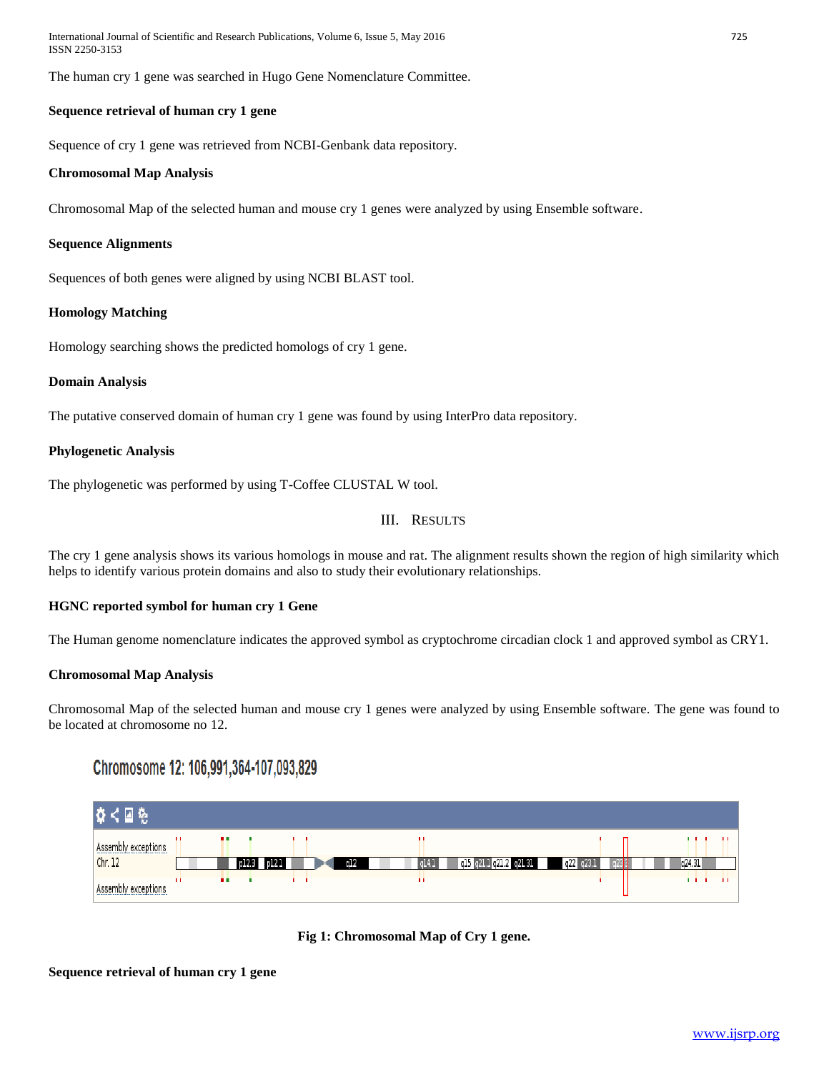The human cry 1 gene was searched in Hugo Gene Nomenclature Committee.

**Sequence retrieval of human cry 1 gene**

Sequence of cry 1 gene was retrieved from NCBI-Genbank data repository.

**Chromosomal Map Analysis**

Chromosomal Map of the selected human and mouse cry 1 genes were analyzed by using Ensemble software.

**Sequence Alignments**

Sequences of both genes were aligned by using NCBI BLAST tool.

**Homology Matching**

Homology searching shows the predicted homologs of cry 1 gene.

**Domain Analysis**

The putative conserved domain of human cry 1 gene was found by using InterPro data repository.

**Phylogenetic Analysis**

The phylogenetic was performed by using T-Coffee CLUSTAL W tool.

## III. Results

The cry 1 gene analysis shows its various homologs in mouse and rat. The alignment results shown the region of high similarity which helps to identify various protein domains and also to study their evolutionary relationships.

**HGNC reported symbol for human cry 1 Gene**

The Human genome nomenclature indicates the approved symbol as cryptochrome circadian clock 1 and approved symbol as CRY1.

**Chromosomal Map Analysis**

Chromosomal Map of the selected human and mouse cry 1 genes were analyzed by using Ensemble software. The gene was found to be located at chromosome no 12.

Chromosome 12: 106,991,364-107,093,829

Assembly exceptions
Chr. 12
Assembly exceptions

p12.3 p12.1 q12 q14.1 q15 q21.1 q21.2 q21.31 q22 q23.1 q23 q24.31

**Fig 1: Chromosomal Map of Cry 1 gene.**

**Sequence retrieval of human cry 1 gene**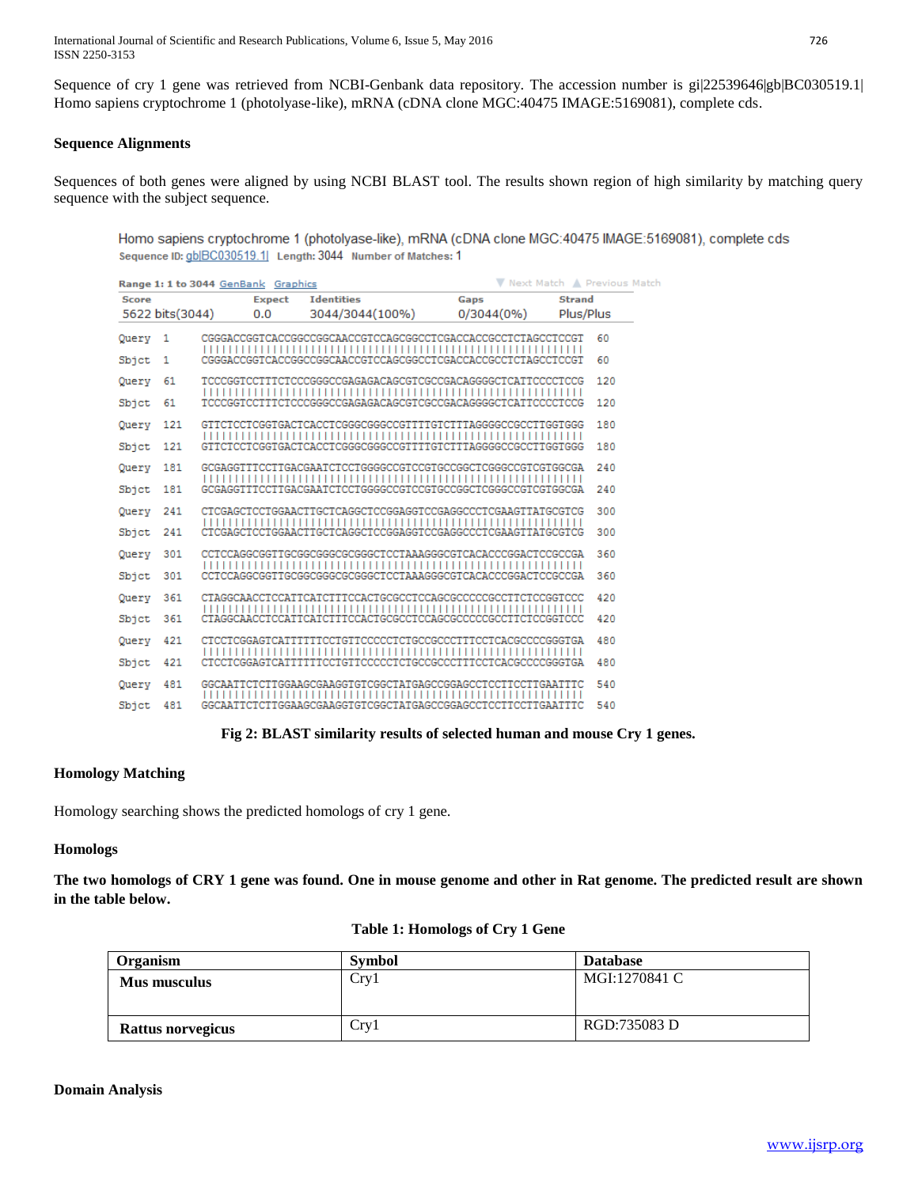Sequence of cry 1 gene was retrieved from NCBI-Genbank data repository. The accession number is gi|22539646|gb|BC030519.1| Homo sapiens cryptochrome 1 (photolyase-like), mRNA (cDNA clone MGC:40475 IMAGE:5169081), complete cds.

**Sequence Alignments**

Sequences of both genes were aligned by using NCBI BLAST tool. The results shown region of high similarity by matching query sequence with the subject sequence.

```
Homo sapiens cryptochrome 1 (photolyase-like), mRNA (cDNA clone MGC:40475 IMAGE:5169081), complete cds
Sequence ID: gb|BC030519.1|  Length: 3044  Number of Matches: 1

Range 1: 1 to 3044  GenBank  Graphics            ▼ Next Match  ▲ Previous Match
Score             Expect   Identities          Gaps        Strand
5622 bits(3044)   0.0      3044/3044(100%)     0/3044(0%)  Plus/Plus

Query  1    CGGGACCGGTCACCGGCCGGCAACCGTCCAGCGGCCTCGACCACCGCCTCTAGCCTCCGT  60
            ||||||||||||||||||||||||||||||||||||||||||||||||||||||||||||
Sbjct  1    CGGGACCGGTCACCGGCCGGCAACCGTCCAGCGGCCTCGACCACCGCCTCTAGCCTCCGT  60

Query  61   TCCCGGTCCTTTCTCCCGGGCCGAGAGACAGCGTCGCCGACAGGGGCTCATTCCCCTCCG  120
            ||||||||||||||||||||||||||||||||||||||||||||||||||||||||||||
Sbjct  61   TCCCGGTCCTTTCTCCCGGGCCGAGAGACAGCGTCGCCGACAGGGGCTCATTCCCCTCCG  120

Query  121  GTTCTCCTCGGTGACTCACCTCGGGCGGGCCGTTTTGTCTTTAGGGGCCGCCTTGGTGGG  180
            ||||||||||||||||||||||||||||||||||||||||||||||||||||||||||||
Sbjct  121  GTTCTCCTCGGTGACTCACCTCGGGCGGGCCGTTTTGTCTTTAGGGGCCGCCTTGGTGGG  180

Query  181  GCGAGGTTTCCTTGACGAATCTCCTGGGGCCGTCCGTGCCGGCTCGGGCCGTCGTGGCGA  240
            ||||||||||||||||||||||||||||||||||||||||||||||||||||||||||||
Sbjct  181  GCGAGGTTTCCTTGACGAATCTCCTGGGGCCGTCCGTGCCGGCTCGGGCCGTCGTGGCGA  240

Query  241  CTCGAGCTCCTGGAACTTGCTCAGGCTCCGGAGGTCCGAGGCCCTCGAAGTTATGCGTCG  300
            ||||||||||||||||||||||||||||||||||||||||||||||||||||||||||||
Sbjct  241  CTCGAGCTCCTGGAACTTGCTCAGGCTCCGGAGGTCCGAGGCCCTCGAAGTTATGCGTCG  300

Query  301  CCTCCAGGCGGTTGCGGCGGGCGCGGGCTCCTAAAGGGCGTCACACCCGGACTCCGCCGA  360
            ||||||||||||||||||||||||||||||||||||||||||||||||||||||||||||
Sbjct  301  CCTCCAGGCGGTTGCGGCGGGCGCGGGCTCCTAAAGGGCGTCACACCCGGACTCCGCCGA  360

Query  361  CTAGGCAACCTCCATTCATCTTTCCACTGCGCCTCCAGCGCCCCCGCCTTCTCCGGTCCC  420
            ||||||||||||||||||||||||||||||||||||||||||||||||||||||||||||
Sbjct  361  CTAGGCAACCTCCATTCATCTTTCCACTGCGCCTCCAGCGCCCCCGCCTTCTCCGGTCCC  420

Query  421  CTCCTCGGAGTCATTTTTTCCTGTTCCCCCTCTGCCGCCCTTTCCTCACGCCCCGGGTGA  480
            ||||||||||||||||||||||||||||||||||||||||||||||||||||||||||||
Sbjct  421  CTCCTCGGAGTCATTTTTTCCTGTTCCCCCTCTGCCGCCCTTTCCTCACGCCCCGGGTGA  480

Query  481  GGCAATTCTCTTGGAAGCGAAGGTGTCGGCTATGAGCCGGAGCCTCCTTCCTTGAATTTC  540
            ||||||||||||||||||||||||||||||||||||||||||||||||||||||||||||
Sbjct  481  GGCAATTCTCTTGGAAGCGAAGGTGTCGGCTATGAGCCGGAGCCTCCTTCCTTGAATTTC  540
```

**Fig 2: BLAST similarity results of selected human and mouse Cry 1 genes.**

**Homology Matching**

Homology searching shows the predicted homologs of cry 1 gene.

**Homologs**

**The two homologs of CRY 1 gene was found. One in mouse genome and other in Rat genome. The predicted result are shown in the table below.**

**Table 1: Homologs of Cry 1 Gene**

| Organism | Symbol | Database |
|---|---|---|
| **Mus musculus** | Cry1 | MGI:1270841 C |
| **Rattus norvegicus** | Cry1 | RGD:735083 D |

**Domain Analysis**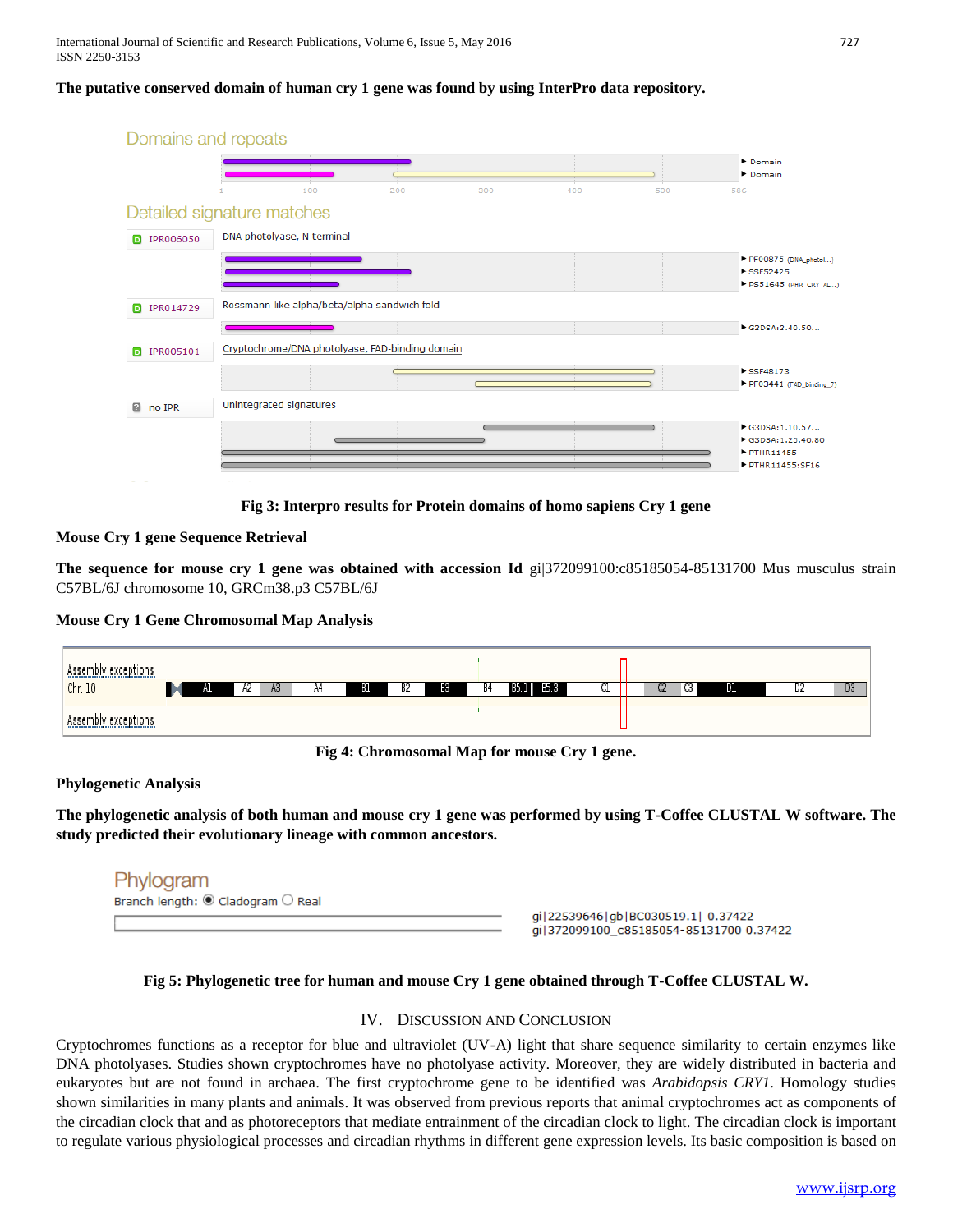**The putative conserved domain of human cry 1 gene was found by using InterPro data repository.**

**Fig 3: Interpro results for Protein domains of homo sapiens Cry 1 gene**

**Mouse Cry 1 gene Sequence Retrieval**

**The sequence for mouse cry 1 gene was obtained with accession Id** gi|372099100:c85185054-85131700 Mus musculus strain C57BL/6J chromosome 10, GRCm38.p3 C57BL/6J

**Mouse Cry 1 Gene Chromosomal Map Analysis**

**Fig 4: Chromosomal Map for mouse Cry 1 gene.**

**Phylogenetic Analysis**

**The phylogenetic analysis of both human and mouse cry 1 gene was performed by using T-Coffee CLUSTAL W software. The study predicted their evolutionary lineage with common ancestors.**

**Fig 5: Phylogenetic tree for human and mouse Cry 1 gene obtained through T-Coffee CLUSTAL W.**

## IV. Discussion and Conclusion

Cryptochromes functions as a receptor for blue and ultraviolet (UV-A) light that share sequence similarity to certain enzymes like DNA photolyases. Studies shown cryptochromes have no photolyase activity. Moreover, they are widely distributed in bacteria and eukaryotes but are not found in archaea. The first cryptochrome gene to be identified was *Arabidopsis CRY1*. Homology studies shown similarities in many plants and animals. It was observed from previous reports that animal cryptochromes act as components of the circadian clock that and as photoreceptors that mediate entrainment of the circadian clock to light. The circadian clock is important to regulate various physiological processes and circadian rhythms in different gene expression levels. Its basic composition is based on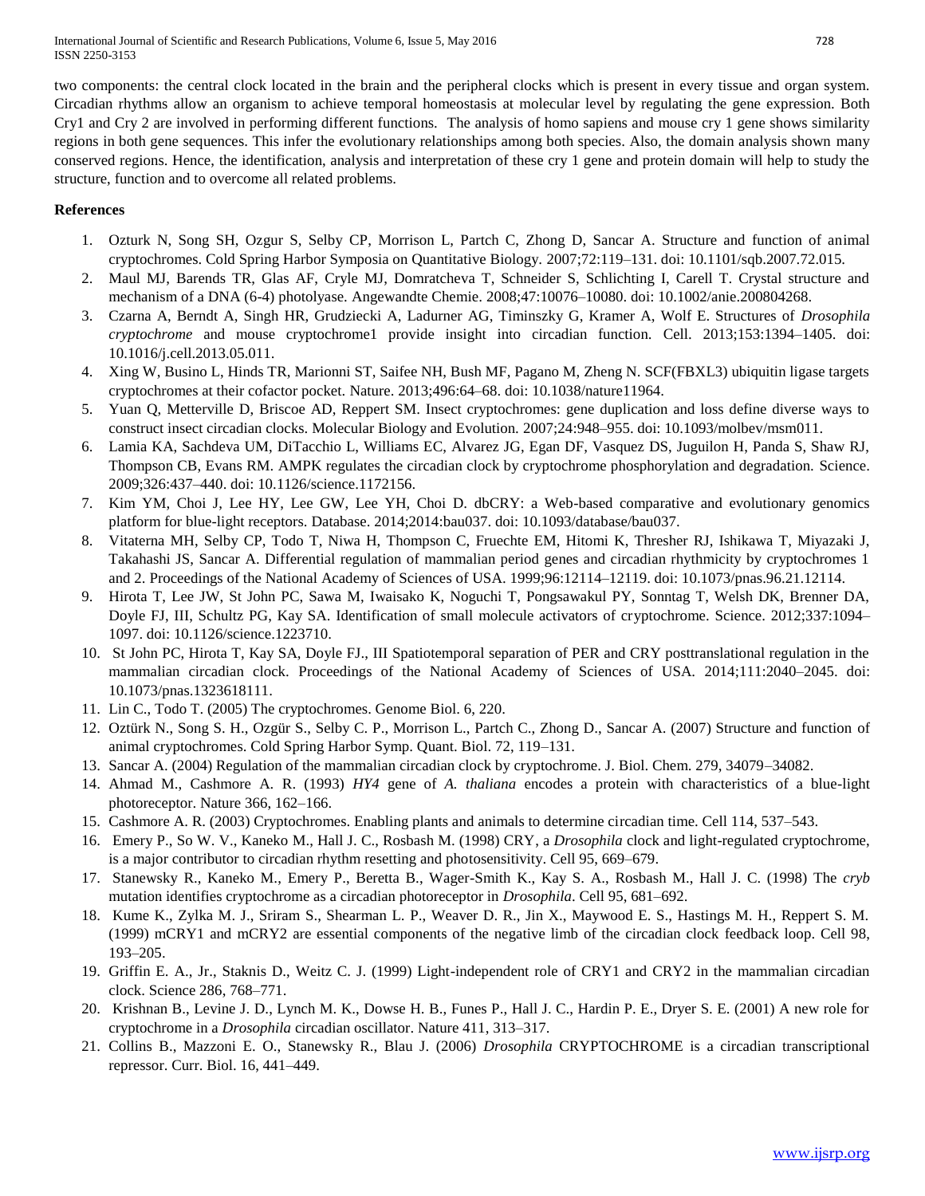two components: the central clock located in the brain and the peripheral clocks which is present in every tissue and organ system. Circadian rhythms allow an organism to achieve temporal homeostasis at molecular level by regulating the gene expression. Both Cry1 and Cry 2 are involved in performing different functions. The analysis of homo sapiens and mouse cry 1 gene shows similarity regions in both gene sequences. This infer the evolutionary relationships among both species. Also, the domain analysis shown many conserved regions. Hence, the identification, analysis and interpretation of these cry 1 gene and protein domain will help to study the structure, function and to overcome all related problems.

## References

1. Ozturk N, Song SH, Ozgur S, Selby CP, Morrison L, Partch C, Zhong D, Sancar A. Structure and function of animal cryptochromes. Cold Spring Harbor Symposia on Quantitative Biology. 2007;72:119–131. doi: 10.1101/sqb.2007.72.015.
2. Maul MJ, Barends TR, Glas AF, Cryle MJ, Domratcheva T, Schneider S, Schlichting I, Carell T. Crystal structure and mechanism of a DNA (6-4) photolyase. Angewandte Chemie. 2008;47:10076–10080. doi: 10.1002/anie.200804268.
3. Czarna A, Berndt A, Singh HR, Grudziecki A, Ladurner AG, Timinszky G, Kramer A, Wolf E. Structures of *Drosophila cryptochrome* and mouse cryptochrome1 provide insight into circadian function. Cell. 2013;153:1394–1405. doi: 10.1016/j.cell.2013.05.011.
4. Xing W, Busino L, Hinds TR, Marionni ST, Saifee NH, Bush MF, Pagano M, Zheng N. SCF(FBXL3) ubiquitin ligase targets cryptochromes at their cofactor pocket. Nature. 2013;496:64–68. doi: 10.1038/nature11964.
5. Yuan Q, Metterville D, Briscoe AD, Reppert SM. Insect cryptochromes: gene duplication and loss define diverse ways to construct insect circadian clocks. Molecular Biology and Evolution. 2007;24:948–955. doi: 10.1093/molbev/msm011.
6. Lamia KA, Sachdeva UM, DiTacchio L, Williams EC, Alvarez JG, Egan DF, Vasquez DS, Juguilon H, Panda S, Shaw RJ, Thompson CB, Evans RM. AMPK regulates the circadian clock by cryptochrome phosphorylation and degradation. Science. 2009;326:437–440. doi: 10.1126/science.1172156.
7. Kim YM, Choi J, Lee HY, Lee GW, Lee YH, Choi D. dbCRY: a Web-based comparative and evolutionary genomics platform for blue-light receptors. Database. 2014;2014:bau037. doi: 10.1093/database/bau037.
8. Vitaterna MH, Selby CP, Todo T, Niwa H, Thompson C, Fruechte EM, Hitomi K, Thresher RJ, Ishikawa T, Miyazaki J, Takahashi JS, Sancar A. Differential regulation of mammalian period genes and circadian rhythmicity by cryptochromes 1 and 2. Proceedings of the National Academy of Sciences of USA. 1999;96:12114–12119. doi: 10.1073/pnas.96.21.12114.
9. Hirota T, Lee JW, St John PC, Sawa M, Iwaisako K, Noguchi T, Pongsawakul PY, Sonntag T, Welsh DK, Brenner DA, Doyle FJ, III, Schultz PG, Kay SA. Identification of small molecule activators of cryptochrome. Science. 2012;337:1094–1097. doi: 10.1126/science.1223710.
10. St John PC, Hirota T, Kay SA, Doyle FJ., III Spatiotemporal separation of PER and CRY posttranslational regulation in the mammalian circadian clock. Proceedings of the National Academy of Sciences of USA. 2014;111:2040–2045. doi: 10.1073/pnas.1323618111.
11. Lin C., Todo T. (2005) The cryptochromes. Genome Biol. 6, 220.
12. Oztürk N., Song S. H., Ozgür S., Selby C. P., Morrison L., Partch C., Zhong D., Sancar A. (2007) Structure and function of animal cryptochromes. Cold Spring Harbor Symp. Quant. Biol. 72, 119–131.
13. Sancar A. (2004) Regulation of the mammalian circadian clock by cryptochrome. J. Biol. Chem. 279, 34079–34082.
14. Ahmad M., Cashmore A. R. (1993) *HY4* gene of *A. thaliana* encodes a protein with characteristics of a blue-light photoreceptor. Nature 366, 162–166.
15. Cashmore A. R. (2003) Cryptochromes. Enabling plants and animals to determine circadian time. Cell 114, 537–543.
16. Emery P., So W. V., Kaneko M., Hall J. C., Rosbash M. (1998) CRY, a *Drosophila* clock and light-regulated cryptochrome, is a major contributor to circadian rhythm resetting and photosensitivity. Cell 95, 669–679.
17. Stanewsky R., Kaneko M., Emery P., Beretta B., Wager-Smith K., Kay S. A., Rosbash M., Hall J. C. (1998) The *cryb* mutation identifies cryptochrome as a circadian photoreceptor in *Drosophila*. Cell 95, 681–692.
18. Kume K., Zylka M. J., Sriram S., Shearman L. P., Weaver D. R., Jin X., Maywood E. S., Hastings M. H., Reppert S. M. (1999) mCRY1 and mCRY2 are essential components of the negative limb of the circadian clock feedback loop. Cell 98, 193–205.
19. Griffin E. A., Jr., Staknis D., Weitz C. J. (1999) Light-independent role of CRY1 and CRY2 in the mammalian circadian clock. Science 286, 768–771.
20. Krishnan B., Levine J. D., Lynch M. K., Dowse H. B., Funes P., Hall J. C., Hardin P. E., Dryer S. E. (2001) A new role for cryptochrome in a *Drosophila* circadian oscillator. Nature 411, 313–317.
21. Collins B., Mazzoni E. O., Stanewsky R., Blau J. (2006) *Drosophila* CRYPTOCHROME is a circadian transcriptional repressor. Curr. Biol. 16, 441–449.